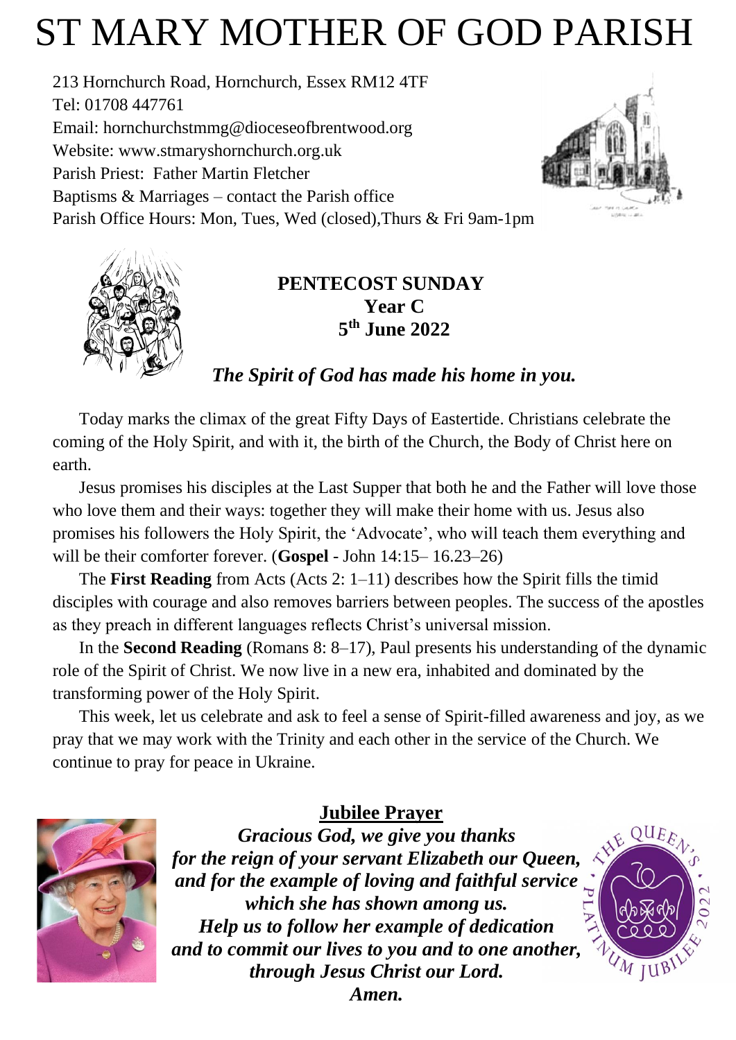# ST MARY MOTHER OF GOD PARISH

213 Hornchurch Road, Hornchurch, Essex RM12 4TF
Tel: 01708 447761
Email: hornchurchstmmg@dioceseofbrentwood.org
Website: www.stmaryshornchurch.org.uk
Parish Priest: Father Martin Fletcher
Baptisms & Marriages – contact the Parish office
Parish Office Hours: Mon, Tues, Wed (closed),Thurs & Fri 9am-1pm

**PENTECOST SUNDAY**
**Year C**
**5th June 2022**

***The Spirit of God has made his home in you.***

Today marks the climax of the great Fifty Days of Eastertide. Christians celebrate the coming of the Holy Spirit, and with it, the birth of the Church, the Body of Christ here on earth.

Jesus promises his disciples at the Last Supper that both he and the Father will love those who love them and their ways: together they will make their home with us. Jesus also promises his followers the Holy Spirit, the 'Advocate', who will teach them everything and will be their comforter forever. (**Gospel** - John 14:15– 16.23–26)

The **First Reading** from Acts (Acts 2: 1–11) describes how the Spirit fills the timid disciples with courage and also removes barriers between peoples. The success of the apostles as they preach in different languages reflects Christ's universal mission.

In the **Second Reading** (Romans 8: 8–17), Paul presents his understanding of the dynamic role of the Spirit of Christ. We now live in a new era, inhabited and dominated by the transforming power of the Holy Spirit.

This week, let us celebrate and ask to feel a sense of Spirit-filled awareness and joy, as we pray that we may work with the Trinity and each other in the service of the Church. We continue to pray for peace in Ukraine.

## Jubilee Prayer

***Gracious God, we give you thanks***
***for the reign of your servant Elizabeth our Queen,***
***and for the example of loving and faithful service***
***which she has shown among us.***
***Help us to follow her example of dedication***
***and to commit our lives to you and to one another,***
***through Jesus Christ our Lord.***
***Amen.***

THE QUEEN'S PLATINUM JUBILEE 2022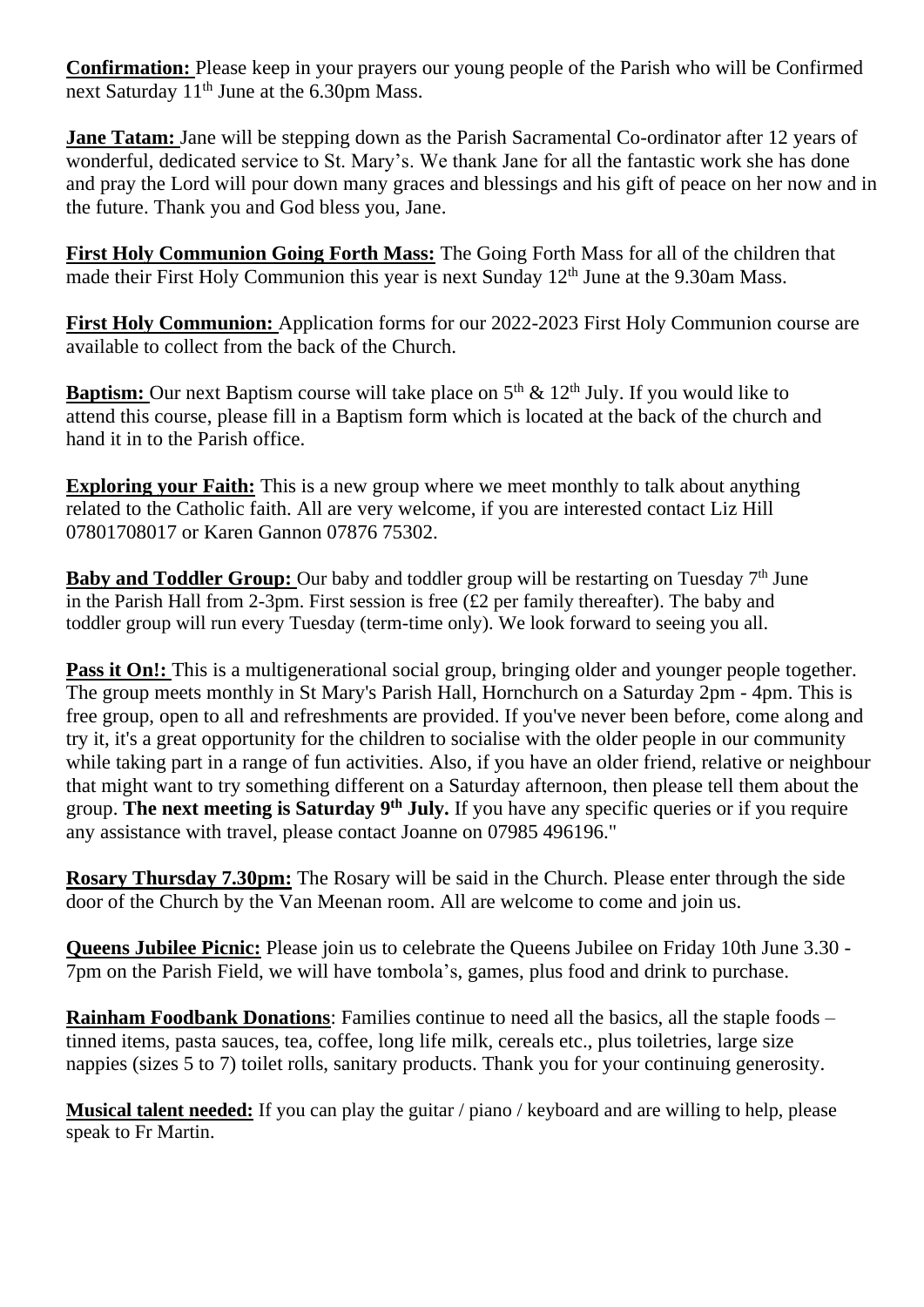**Confirmation:** Please keep in your prayers our young people of the Parish who will be Confirmed next Saturday 11th June at the 6.30pm Mass.

**Jane Tatam:** Jane will be stepping down as the Parish Sacramental Co-ordinator after 12 years of wonderful, dedicated service to St. Mary's. We thank Jane for all the fantastic work she has done and pray the Lord will pour down many graces and blessings and his gift of peace on her now and in the future. Thank you and God bless you, Jane.

**First Holy Communion Going Forth Mass:** The Going Forth Mass for all of the children that made their First Holy Communion this year is next Sunday 12th June at the 9.30am Mass.

**First Holy Communion:** Application forms for our 2022-2023 First Holy Communion course are available to collect from the back of the Church.

**Baptism:** Our next Baptism course will take place on 5th & 12th July. If you would like to attend this course, please fill in a Baptism form which is located at the back of the church and hand it in to the Parish office.

**Exploring your Faith:** This is a new group where we meet monthly to talk about anything related to the Catholic faith. All are very welcome, if you are interested contact Liz Hill 07801708017 or Karen Gannon 07876 75302.

**Baby and Toddler Group:** Our baby and toddler group will be restarting on Tuesday 7th June in the Parish Hall from 2-3pm. First session is free (£2 per family thereafter). The baby and toddler group will run every Tuesday (term-time only). We look forward to seeing you all.

**Pass it On!:** This is a multigenerational social group, bringing older and younger people together. The group meets monthly in St Mary's Parish Hall, Hornchurch on a Saturday 2pm - 4pm. This is free group, open to all and refreshments are provided. If you've never been before, come along and try it, it's a great opportunity for the children to socialise with the older people in our community while taking part in a range of fun activities. Also, if you have an older friend, relative or neighbour that might want to try something different on a Saturday afternoon, then please tell them about the group. **The next meeting is Saturday 9th July.** If you have any specific queries or if you require any assistance with travel, please contact Joanne on 07985 496196."

**Rosary Thursday 7.30pm:** The Rosary will be said in the Church. Please enter through the side door of the Church by the Van Meenan room. All are welcome to come and join us.

**Queens Jubilee Picnic:** Please join us to celebrate the Queens Jubilee on Friday 10th June 3.30 - 7pm on the Parish Field, we will have tombola's, games, plus food and drink to purchase.

**Rainham Foodbank Donations**: Families continue to need all the basics, all the staple foods – tinned items, pasta sauces, tea, coffee, long life milk, cereals etc., plus toiletries, large size nappies (sizes 5 to 7) toilet rolls, sanitary products. Thank you for your continuing generosity.

**Musical talent needed:** If you can play the guitar / piano / keyboard and are willing to help, please speak to Fr Martin.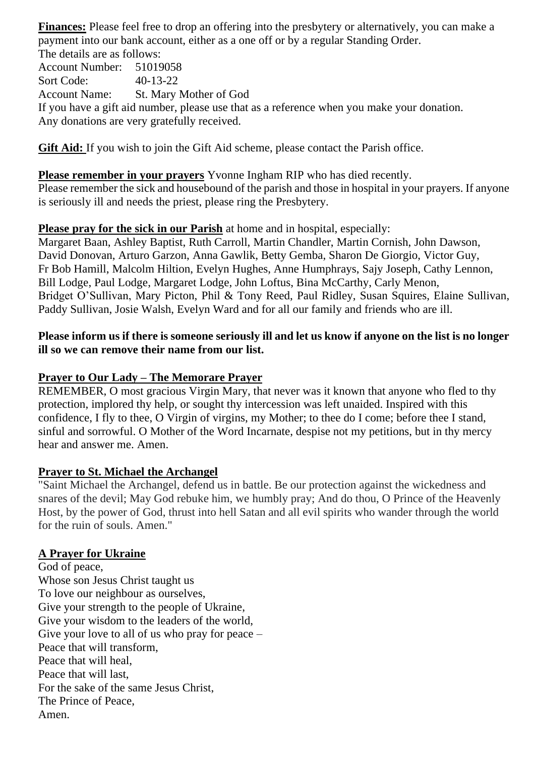**Finances:** Please feel free to drop an offering into the presbytery or alternatively, you can make a payment into our bank account, either as a one off or by a regular Standing Order.
The details are as follows:
Account Number: 51019058
Sort Code: 40-13-22
Account Name: St. Mary Mother of God
If you have a gift aid number, please use that as a reference when you make your donation.
Any donations are very gratefully received.

**Gift Aid:** If you wish to join the Gift Aid scheme, please contact the Parish office.

**Please remember in your prayers** Yvonne Ingham RIP who has died recently.
Please remember the sick and housebound of the parish and those in hospital in your prayers. If anyone is seriously ill and needs the priest, please ring the Presbytery.

**Please pray for the sick in our Parish** at home and in hospital, especially:
Margaret Baan, Ashley Baptist, Ruth Carroll, Martin Chandler, Martin Cornish, John Dawson, David Donovan, Arturo Garzon, Anna Gawlik, Betty Gemba, Sharon De Giorgio, Victor Guy, Fr Bob Hamill, Malcolm Hiltion, Evelyn Hughes, Anne Humphrays, Sajy Joseph, Cathy Lennon, Bill Lodge, Paul Lodge, Margaret Lodge, John Loftus, Bina McCarthy, Carly Menon, Bridget O'Sullivan, Mary Picton, Phil & Tony Reed, Paul Ridley, Susan Squires, Elaine Sullivan, Paddy Sullivan, Josie Walsh, Evelyn Ward and for all our family and friends who are ill.

**Please inform us if there is someone seriously ill and let us know if anyone on the list is no longer ill so we can remove their name from our list.**

**Prayer to Our Lady – The Memorare Prayer**
REMEMBER, O most gracious Virgin Mary, that never was it known that anyone who fled to thy protection, implored thy help, or sought thy intercession was left unaided. Inspired with this confidence, I fly to thee, O Virgin of virgins, my Mother; to thee do I come; before thee I stand, sinful and sorrowful. O Mother of the Word Incarnate, despise not my petitions, but in thy mercy hear and answer me. Amen.

**Prayer to St. Michael the Archangel**
"Saint Michael the Archangel, defend us in battle. Be our protection against the wickedness and snares of the devil; May God rebuke him, we humbly pray; And do thou, O Prince of the Heavenly Host, by the power of God, thrust into hell Satan and all evil spirits who wander through the world for the ruin of souls. Amen."

**A Prayer for Ukraine**
God of peace,
Whose son Jesus Christ taught us
To love our neighbour as ourselves,
Give your strength to the people of Ukraine,
Give your wisdom to the leaders of the world,
Give your love to all of us who pray for peace –
Peace that will transform,
Peace that will heal,
Peace that will last,
For the sake of the same Jesus Christ,
The Prince of Peace,
Amen.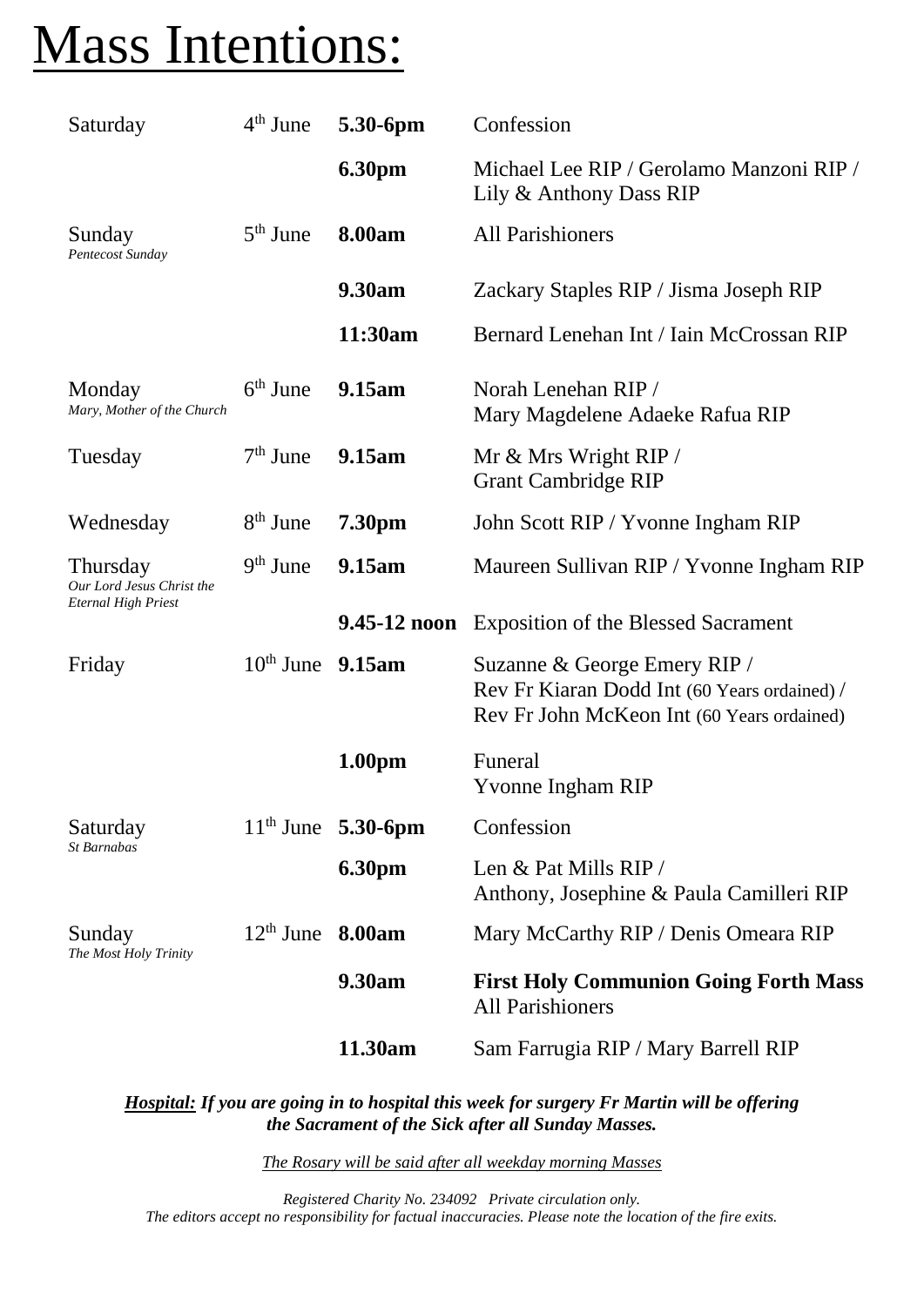# Mass Intentions:

| | | | |
|---|---|---|---|
| Saturday | 4th June | **5.30-6pm** | Confession |
| | | **6.30pm** | Michael Lee RIP / Gerolamo Manzoni RIP / Lily & Anthony Dass RIP |
| Sunday *Pentecost Sunday* | 5th June | **8.00am** | All Parishioners |
| | | **9.30am** | Zackary Staples RIP / Jisma Joseph RIP |
| | | **11:30am** | Bernard Lenehan Int / Iain McCrossan RIP |
| Monday *Mary, Mother of the Church* | 6th June | **9.15am** | Norah Lenehan RIP / Mary Magdelene Adaeke Rafua RIP |
| Tuesday | 7th June | **9.15am** | Mr & Mrs Wright RIP / Grant Cambridge RIP |
| Wednesday | 8th June | **7.30pm** | John Scott RIP / Yvonne Ingham RIP |
| Thursday *Our Lord Jesus Christ the Eternal High Priest* | 9th June | **9.15am** | Maureen Sullivan RIP / Yvonne Ingham RIP |
| | | **9.45-12 noon** | Exposition of the Blessed Sacrament |
| Friday | 10th June | **9.15am** | Suzanne & George Emery RIP / Rev Fr Kiaran Dodd Int (60 Years ordained) / Rev Fr John McKeon Int (60 Years ordained) |
| | | **1.00pm** | Funeral Yvonne Ingham RIP |
| Saturday *St Barnabas* | 11th June | **5.30-6pm** | Confession |
| | | **6.30pm** | Len & Pat Mills RIP / Anthony, Josephine & Paula Camilleri RIP |
| Sunday *The Most Holy Trinity* | 12th June | **8.00am** | Mary McCarthy RIP / Denis Omeara RIP |
| | | **9.30am** | **First Holy Communion Going Forth Mass** All Parishioners |
| | | **11.30am** | Sam Farrugia RIP / Mary Barrell RIP |

***Hospital:*** ***If you are going in to hospital this week for surgery Fr Martin will be offering the Sacrament of the Sick after all Sunday Masses.***

*The Rosary will be said after all weekday morning Masses*

*Registered Charity No. 234092 Private circulation only.*
*The editors accept no responsibility for factual inaccuracies. Please note the location of the fire exits.*